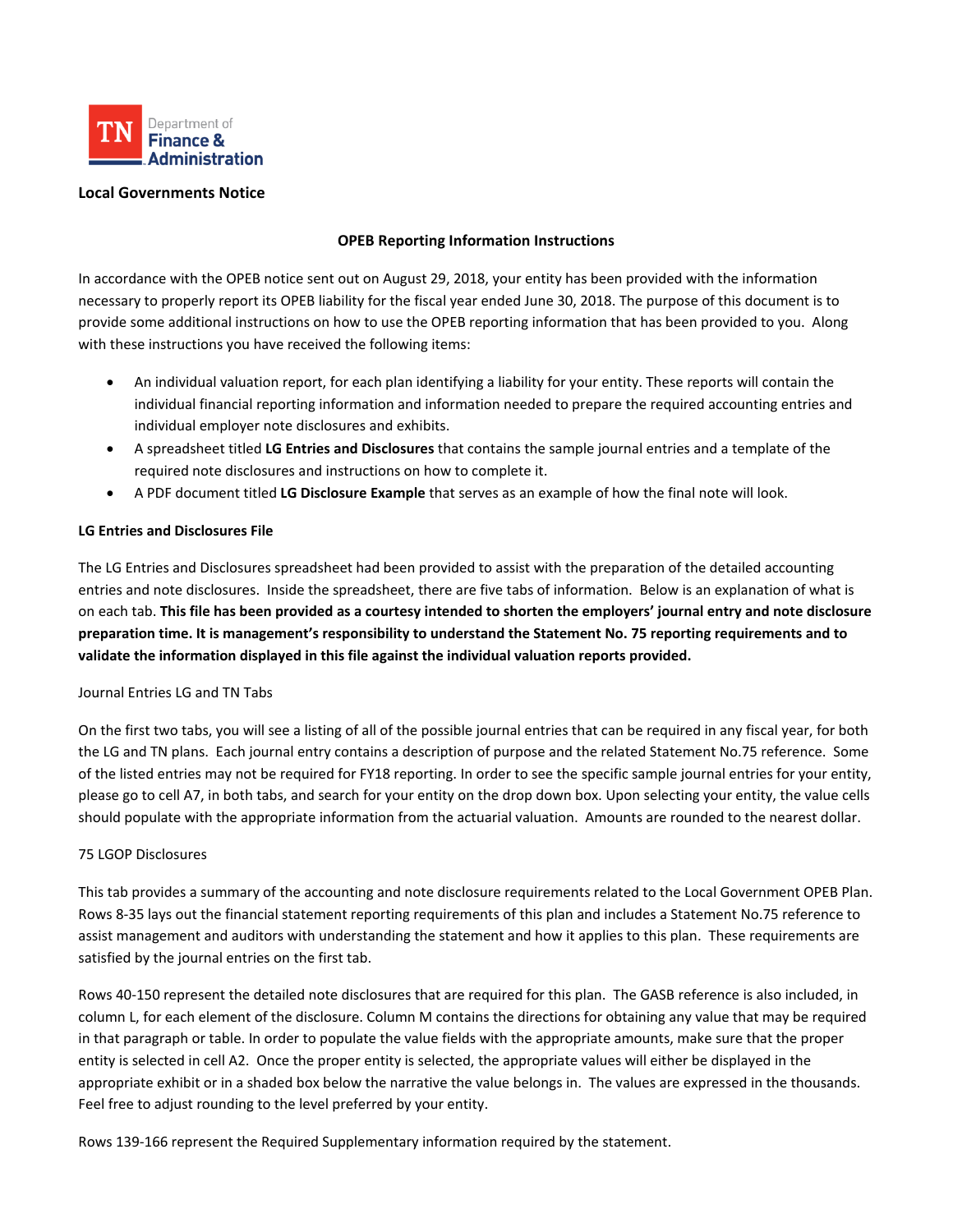TN Department of Finance & Administration

**Local Governments Notice**

## OPEB Reporting Information Instructions

In accordance with the OPEB notice sent out on August 29, 2018, your entity has been provided with the information necessary to properly report its OPEB liability for the fiscal year ended June 30, 2018. The purpose of this document is to provide some additional instructions on how to use the OPEB reporting information that has been provided to you. Along with these instructions you have received the following items:

- An individual valuation report, for each plan identifying a liability for your entity. These reports will contain the individual financial reporting information and information needed to prepare the required accounting entries and individual employer note disclosures and exhibits.
- A spreadsheet titled **LG Entries and Disclosures** that contains the sample journal entries and a template of the required note disclosures and instructions on how to complete it.
- A PDF document titled **LG Disclosure Example** that serves as an example of how the final note will look.

**LG Entries and Disclosures File**

The LG Entries and Disclosures spreadsheet had been provided to assist with the preparation of the detailed accounting entries and note disclosures. Inside the spreadsheet, there are five tabs of information. Below is an explanation of what is on each tab. **This file has been provided as a courtesy intended to shorten the employers' journal entry and note disclosure preparation time. It is management's responsibility to understand the Statement No. 75 reporting requirements and to validate the information displayed in this file against the individual valuation reports provided.**

Journal Entries LG and TN Tabs

On the first two tabs, you will see a listing of all of the possible journal entries that can be required in any fiscal year, for both the LG and TN plans. Each journal entry contains a description of purpose and the related Statement No.75 reference. Some of the listed entries may not be required for FY18 reporting. In order to see the specific sample journal entries for your entity, please go to cell A7, in both tabs, and search for your entity on the drop down box. Upon selecting your entity, the value cells should populate with the appropriate information from the actuarial valuation. Amounts are rounded to the nearest dollar.

75 LGOP Disclosures

This tab provides a summary of the accounting and note disclosure requirements related to the Local Government OPEB Plan. Rows 8-35 lays out the financial statement reporting requirements of this plan and includes a Statement No.75 reference to assist management and auditors with understanding the statement and how it applies to this plan. These requirements are satisfied by the journal entries on the first tab.

Rows 40-150 represent the detailed note disclosures that are required for this plan. The GASB reference is also included, in column L, for each element of the disclosure. Column M contains the directions for obtaining any value that may be required in that paragraph or table. In order to populate the value fields with the appropriate amounts, make sure that the proper entity is selected in cell A2. Once the proper entity is selected, the appropriate values will either be displayed in the appropriate exhibit or in a shaded box below the narrative the value belongs in. The values are expressed in the thousands. Feel free to adjust rounding to the level preferred by your entity.

Rows 139-166 represent the Required Supplementary information required by the statement.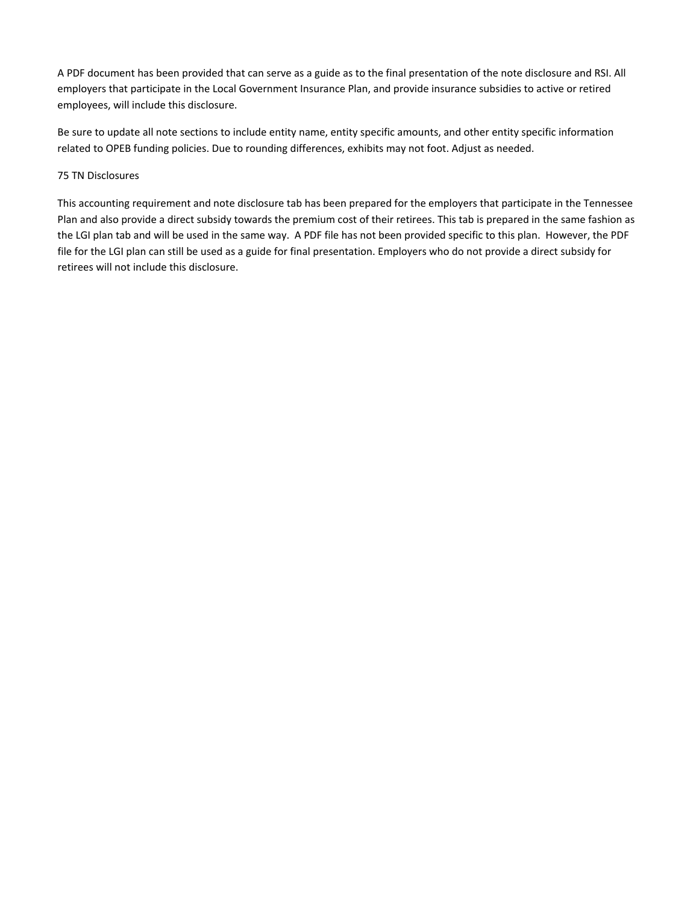A PDF document has been provided that can serve as a guide as to the final presentation of the note disclosure and RSI. All employers that participate in the Local Government Insurance Plan, and provide insurance subsidies to active or retired employees, will include this disclosure.

Be sure to update all note sections to include entity name, entity specific amounts, and other entity specific information related to OPEB funding policies. Due to rounding differences, exhibits may not foot. Adjust as needed.

75 TN Disclosures

This accounting requirement and note disclosure tab has been prepared for the employers that participate in the Tennessee Plan and also provide a direct subsidy towards the premium cost of their retirees. This tab is prepared in the same fashion as the LGI plan tab and will be used in the same way. A PDF file has not been provided specific to this plan. However, the PDF file for the LGI plan can still be used as a guide for final presentation. Employers who do not provide a direct subsidy for retirees will not include this disclosure.